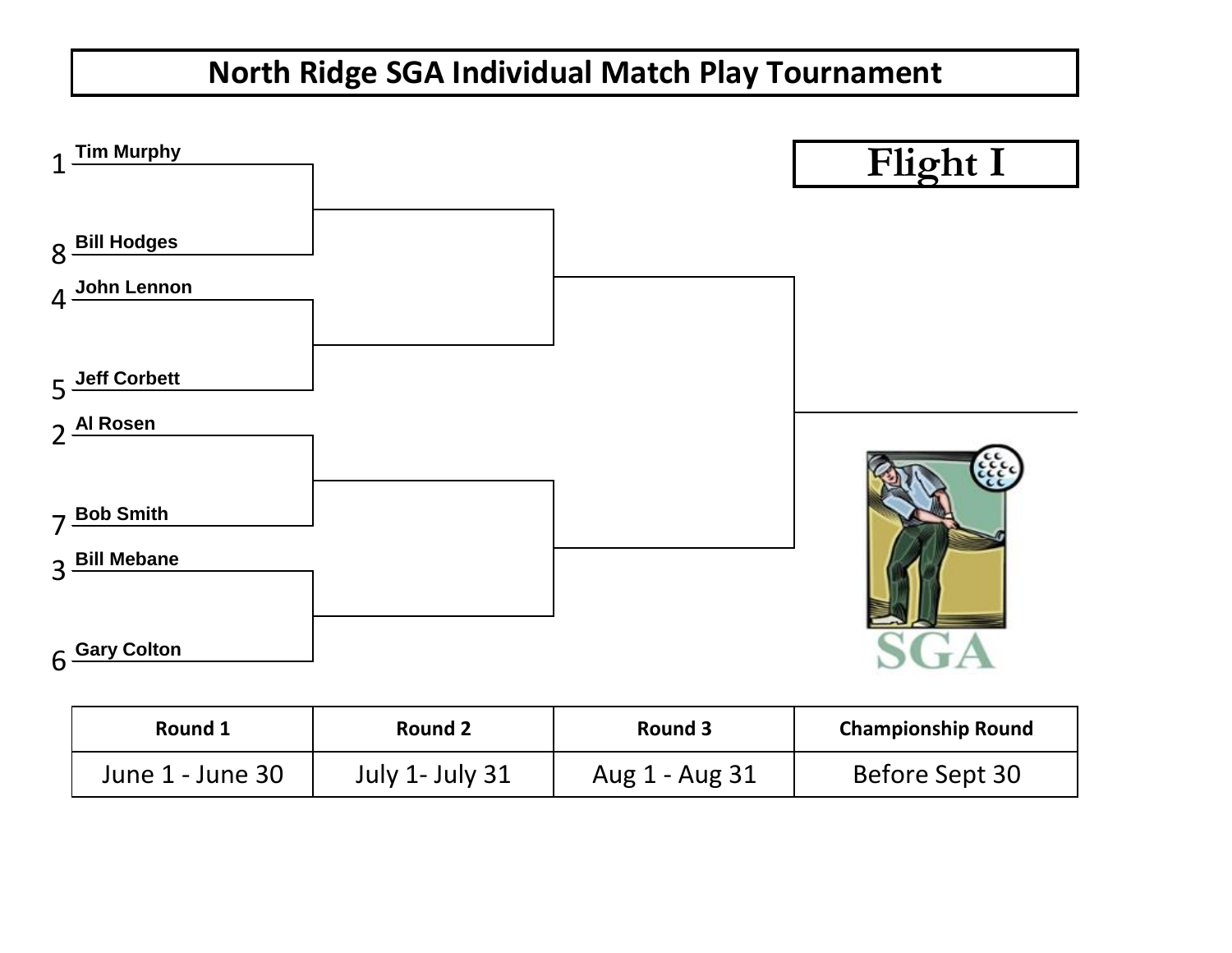# North Ridge SGA Individual Match Play Tournament

## Flight I

1 Tim Murphy

8 Bill Hodges

4 John Lennon

5 Jeff Corbett

2 Al Rosen

7 Bob Smith

3 Bill Mebane

6 Gary Colton

SGA

| Round 1 | Round 2 | Round 3 | Championship Round |
|---|---|---|---|
| June 1 - June 30 | July 1- July 31 | Aug 1 - Aug 31 | Before Sept 30 |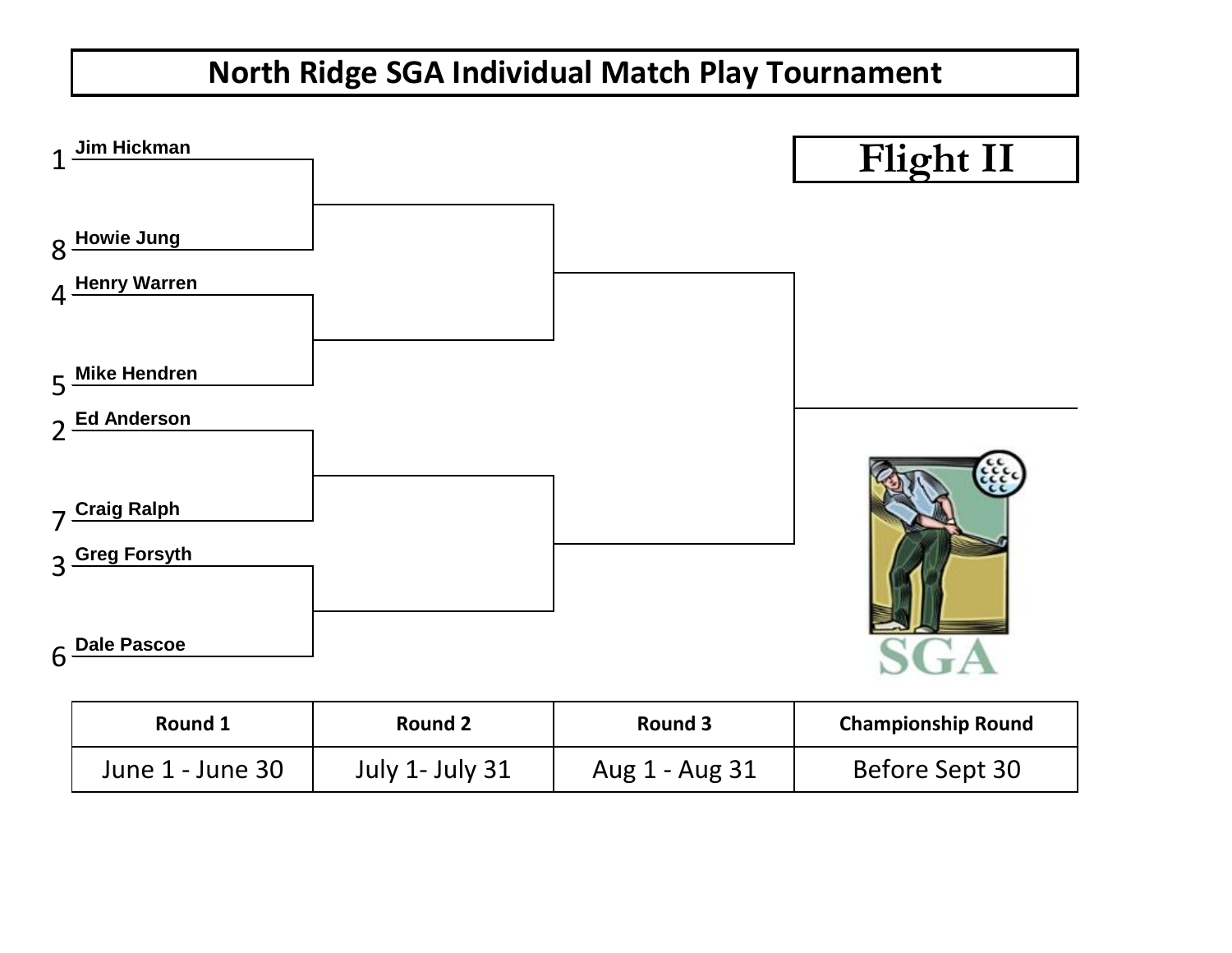# North Ridge SGA Individual Match Play Tournament

## Flight II

1 Jim Hickman

8 Howie Jung

4 Henry Warren

5 Mike Hendren

2 Ed Anderson

7 Craig Ralph

3 Greg Forsyth

6 Dale Pascoe

SGA

| Round 1 | Round 2 | Round 3 | Championship Round |
|---|---|---|---|
| June 1 - June 30 | July 1- July 31 | Aug 1 - Aug 31 | Before Sept 30 |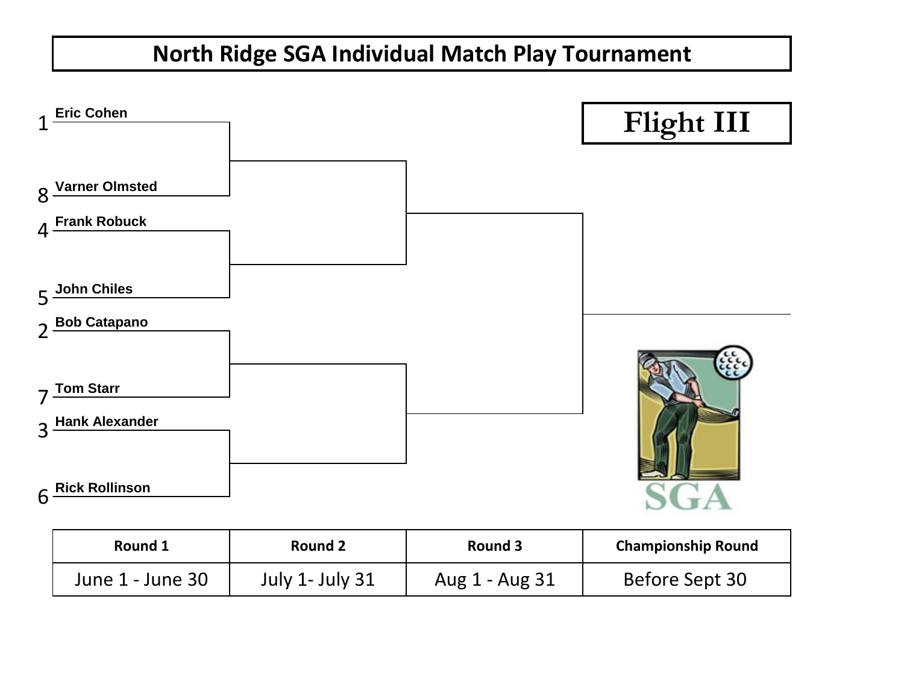# North Ridge SGA Individual Match Play Tournament

## Flight III

1 Eric Cohen

8 Varner Olmsted

4 Frank Robuck

5 John Chiles

2 Bob Catapano

7 Tom Starr

3 Hank Alexander

6 Rick Rollinson

SGA

| Round 1 | Round 2 | Round 3 | Championship Round |
|---|---|---|---|
| June 1 - June 30 | July 1- July 31 | Aug 1 - Aug 31 | Before Sept 30 |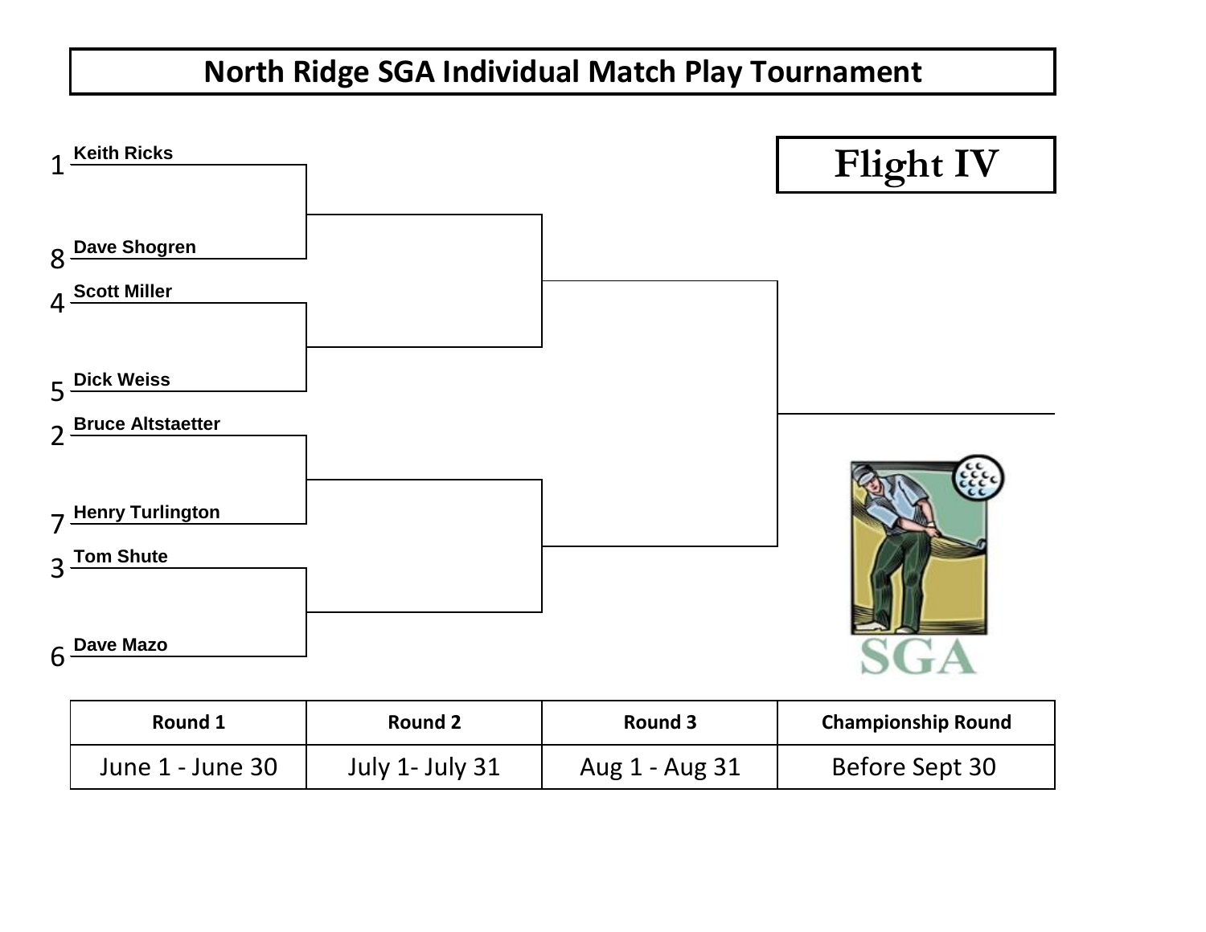# North Ridge SGA Individual Match Play Tournament

## Flight IV

1 Keith Ricks

8 Dave Shogren

4 Scott Miller

5 Dick Weiss

2 Bruce Altstaetter

7 Henry Turlington

3 Tom Shute

6 Dave Mazo

SGA

| Round 1 | Round 2 | Round 3 | Championship Round |
|---|---|---|---|
| June 1 - June 30 | July 1- July 31 | Aug 1 - Aug 31 | Before Sept 30 |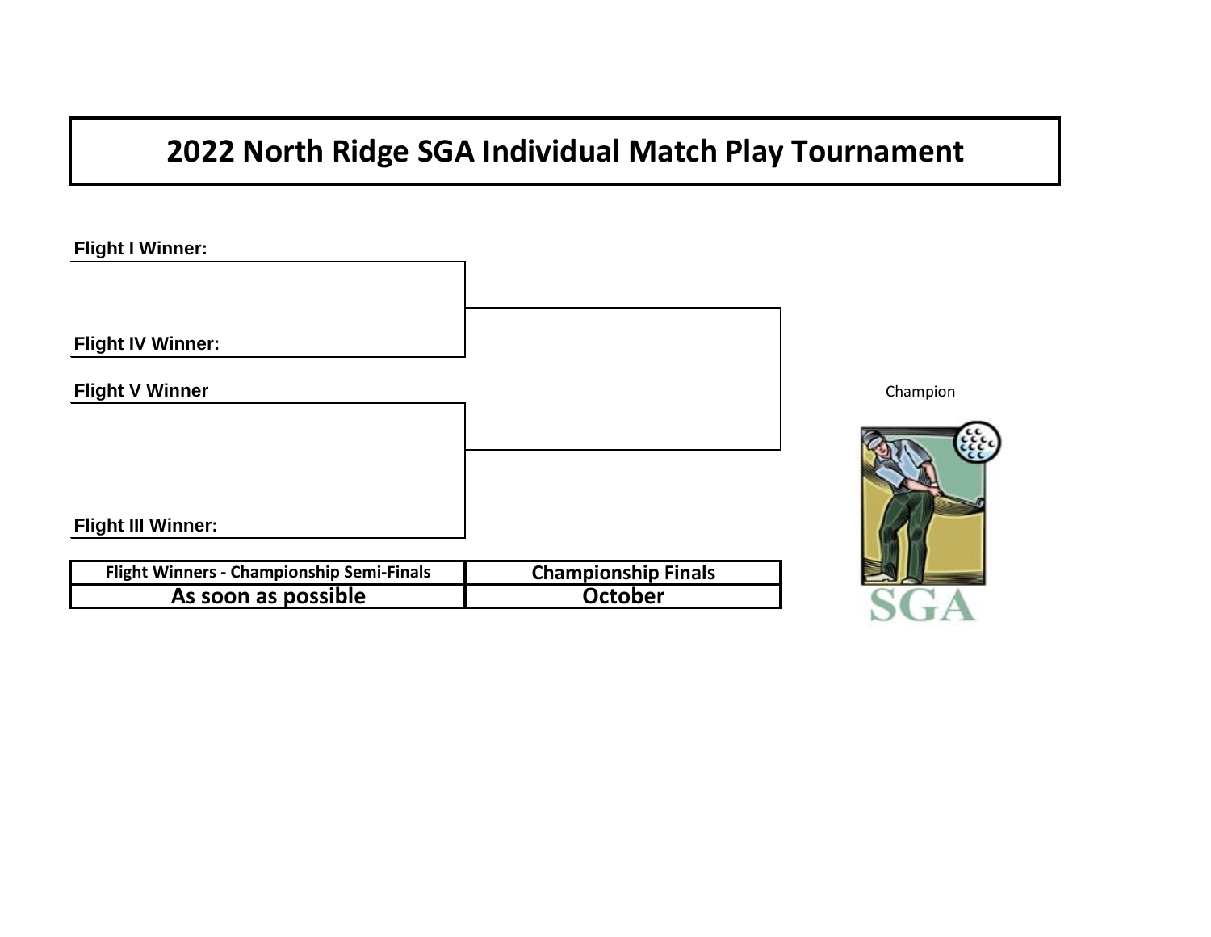# 2022 North Ridge SGA Individual Match Play Tournament

**Flight I Winner:**

**Flight IV Winner:**

**Flight V Winner**

**Flight III Winner:**

Champion

| Flight Winners - Championship Semi-Finals | Championship Finals |
|---|---|
| As soon as possible | October |

SGA